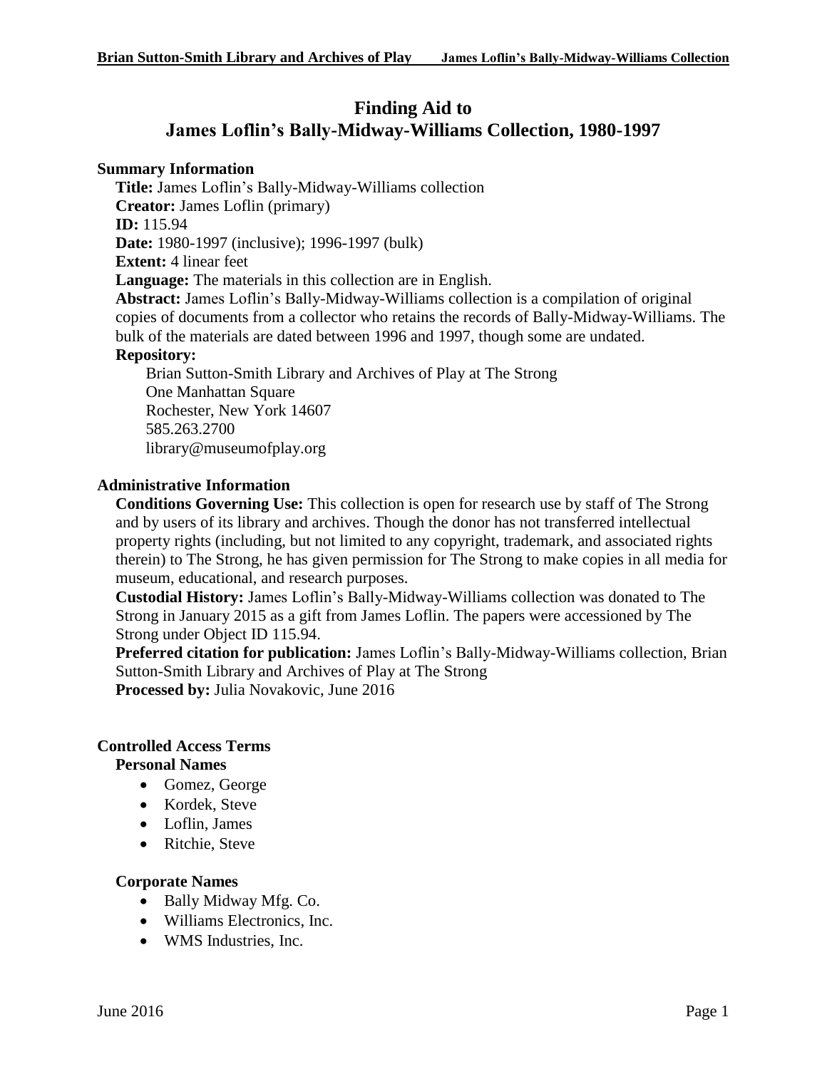# Finding Aid to James Loflin's Bally-Midway-Williams Collection, 1980-1997

## Summary Information

**Title:** James Loflin's Bally-Midway-Williams collection
**Creator:** James Loflin (primary)
**ID:** 115.94
**Date:** 1980-1997 (inclusive); 1996-1997 (bulk)
**Extent:** 4 linear feet
**Language:** The materials in this collection are in English.
**Abstract:** James Loflin's Bally-Midway-Williams collection is a compilation of original copies of documents from a collector who retains the records of Bally-Midway-Williams. The bulk of the materials are dated between 1996 and 1997, though some are undated.
**Repository:**

Brian Sutton-Smith Library and Archives of Play at The Strong
One Manhattan Square
Rochester, New York 14607
585.263.2700
library@museumofplay.org

## Administrative Information

**Conditions Governing Use:** This collection is open for research use by staff of The Strong and by users of its library and archives. Though the donor has not transferred intellectual property rights (including, but not limited to any copyright, trademark, and associated rights therein) to The Strong, he has given permission for The Strong to make copies in all media for museum, educational, and research purposes.
**Custodial History:** James Loflin's Bally-Midway-Williams collection was donated to The Strong in January 2015 as a gift from James Loflin. The papers were accessioned by The Strong under Object ID 115.94.
**Preferred citation for publication:** James Loflin's Bally-Midway-Williams collection, Brian Sutton-Smith Library and Archives of Play at The Strong
**Processed by:** Julia Novakovic, June 2016

## Controlled Access Terms

### Personal Names

- Gomez, George
- Kordek, Steve
- Loflin, James
- Ritchie, Steve

### Corporate Names

- Bally Midway Mfg. Co.
- Williams Electronics, Inc.
- WMS Industries, Inc.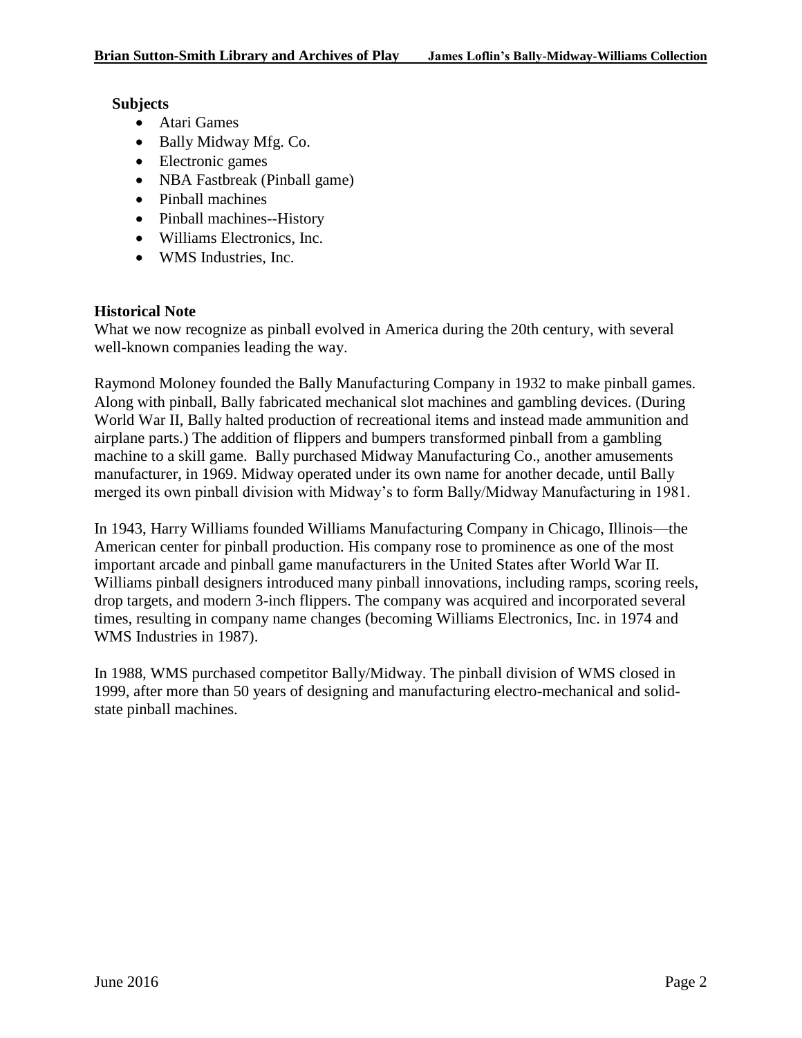**Subjects**

- Atari Games
- Bally Midway Mfg. Co.
- Electronic games
- NBA Fastbreak (Pinball game)
- Pinball machines
- Pinball machines--History
- Williams Electronics, Inc.
- WMS Industries, Inc.

**Historical Note**

What we now recognize as pinball evolved in America during the 20th century, with several well-known companies leading the way.

Raymond Moloney founded the Bally Manufacturing Company in 1932 to make pinball games. Along with pinball, Bally fabricated mechanical slot machines and gambling devices. (During World War II, Bally halted production of recreational items and instead made ammunition and airplane parts.) The addition of flippers and bumpers transformed pinball from a gambling machine to a skill game. Bally purchased Midway Manufacturing Co., another amusements manufacturer, in 1969. Midway operated under its own name for another decade, until Bally merged its own pinball division with Midway's to form Bally/Midway Manufacturing in 1981.

In 1943, Harry Williams founded Williams Manufacturing Company in Chicago, Illinois—the American center for pinball production. His company rose to prominence as one of the most important arcade and pinball game manufacturers in the United States after World War II. Williams pinball designers introduced many pinball innovations, including ramps, scoring reels, drop targets, and modern 3-inch flippers. The company was acquired and incorporated several times, resulting in company name changes (becoming Williams Electronics, Inc. in 1974 and WMS Industries in 1987).

In 1988, WMS purchased competitor Bally/Midway. The pinball division of WMS closed in 1999, after more than 50 years of designing and manufacturing electro-mechanical and solid-state pinball machines.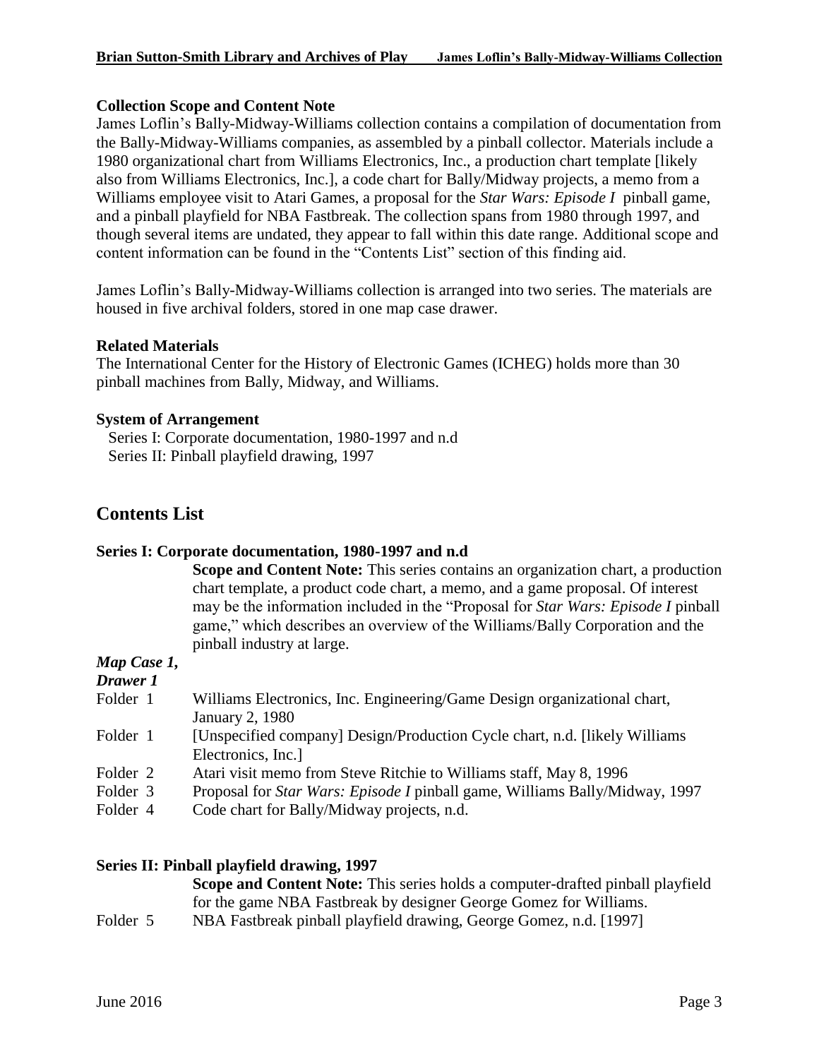### Collection Scope and Content Note

James Loflin's Bally-Midway-Williams collection contains a compilation of documentation from the Bally-Midway-Williams companies, as assembled by a pinball collector. Materials include a 1980 organizational chart from Williams Electronics, Inc., a production chart template [likely also from Williams Electronics, Inc.], a code chart for Bally/Midway projects, a memo from a Williams employee visit to Atari Games, a proposal for the *Star Wars: Episode I* pinball game, and a pinball playfield for NBA Fastbreak. The collection spans from 1980 through 1997, and though several items are undated, they appear to fall within this date range. Additional scope and content information can be found in the "Contents List" section of this finding aid.

James Loflin's Bally-Midway-Williams collection is arranged into two series. The materials are housed in five archival folders, stored in one map case drawer.

### Related Materials

The International Center for the History of Electronic Games (ICHEG) holds more than 30 pinball machines from Bally, Midway, and Williams.

### System of Arrangement

Series I: Corporate documentation, 1980-1997 and n.d

Series II: Pinball playfield drawing, 1997

## Contents List

### Series I: Corporate documentation, 1980-1997 and n.d

**Scope and Content Note:** This series contains an organization chart, a production chart template, a product code chart, a memo, and a game proposal. Of interest may be the information included in the "Proposal for *Star Wars: Episode I* pinball game," which describes an overview of the Williams/Bally Corporation and the pinball industry at large.

***Map Case 1, Drawer 1***

| | |
|---|---|
| Folder 1 | Williams Electronics, Inc. Engineering/Game Design organizational chart, January 2, 1980 |
| Folder 1 | [Unspecified company] Design/Production Cycle chart, n.d. [likely Williams Electronics, Inc.] |
| Folder 2 | Atari visit memo from Steve Ritchie to Williams staff, May 8, 1996 |
| Folder 3 | Proposal for *Star Wars: Episode I* pinball game, Williams Bally/Midway, 1997 |
| Folder 4 | Code chart for Bally/Midway projects, n.d. |

### Series II: Pinball playfield drawing, 1997

**Scope and Content Note:** This series holds a computer-drafted pinball playfield for the game NBA Fastbreak by designer George Gomez for Williams.

| | |
|---|---|
| Folder 5 | NBA Fastbreak pinball playfield drawing, George Gomez, n.d. [1997] |